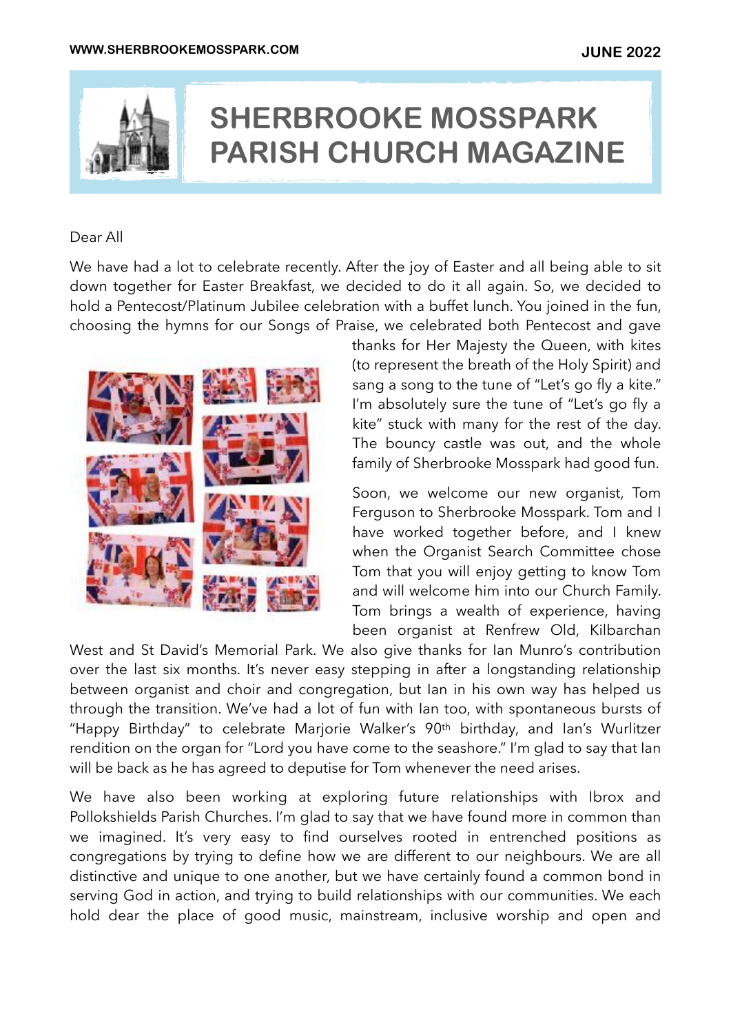# SHERBROOKE MOSSPARK PARISH CHURCH MAGAZINE

Dear All

We have had a lot to celebrate recently. After the joy of Easter and all being able to sit down together for Easter Breakfast, we decided to do it all again. So, we decided to hold a Pentecost/Platinum Jubilee celebration with a buffet lunch. You joined in the fun, choosing the hymns for our Songs of Praise, we celebrated both Pentecost and gave thanks for Her Majesty the Queen, with kites (to represent the breath of the Holy Spirit) and sang a song to the tune of "Let's go fly a kite." I'm absolutely sure the tune of "Let's go fly a kite" stuck with many for the rest of the day. The bouncy castle was out, and the whole family of Sherbrooke Mosspark had good fun.

Soon, we welcome our new organist, Tom Ferguson to Sherbrooke Mosspark. Tom and I have worked together before, and I knew when the Organist Search Committee chose Tom that you will enjoy getting to know Tom and will welcome him into our Church Family. Tom brings a wealth of experience, having been organist at Renfrew Old, Kilbarchan West and St David's Memorial Park. We also give thanks for Ian Munro's contribution over the last six months. It's never easy stepping in after a longstanding relationship between organist and choir and congregation, but Ian in his own way has helped us through the transition. We've had a lot of fun with Ian too, with spontaneous bursts of "Happy Birthday" to celebrate Marjorie Walker's 90th birthday, and Ian's Wurlitzer rendition on the organ for "Lord you have come to the seashore." I'm glad to say that Ian will be back as he has agreed to deputise for Tom whenever the need arises.

We have also been working at exploring future relationships with Ibrox and Pollokshields Parish Churches. I'm glad to say that we have found more in common than we imagined. It's very easy to find ourselves rooted in entrenched positions as congregations by trying to define how we are different to our neighbours. We are all distinctive and unique to one another, but we have certainly found a common bond in serving God in action, and trying to build relationships with our communities. We each hold dear the place of good music, mainstream, inclusive worship and open and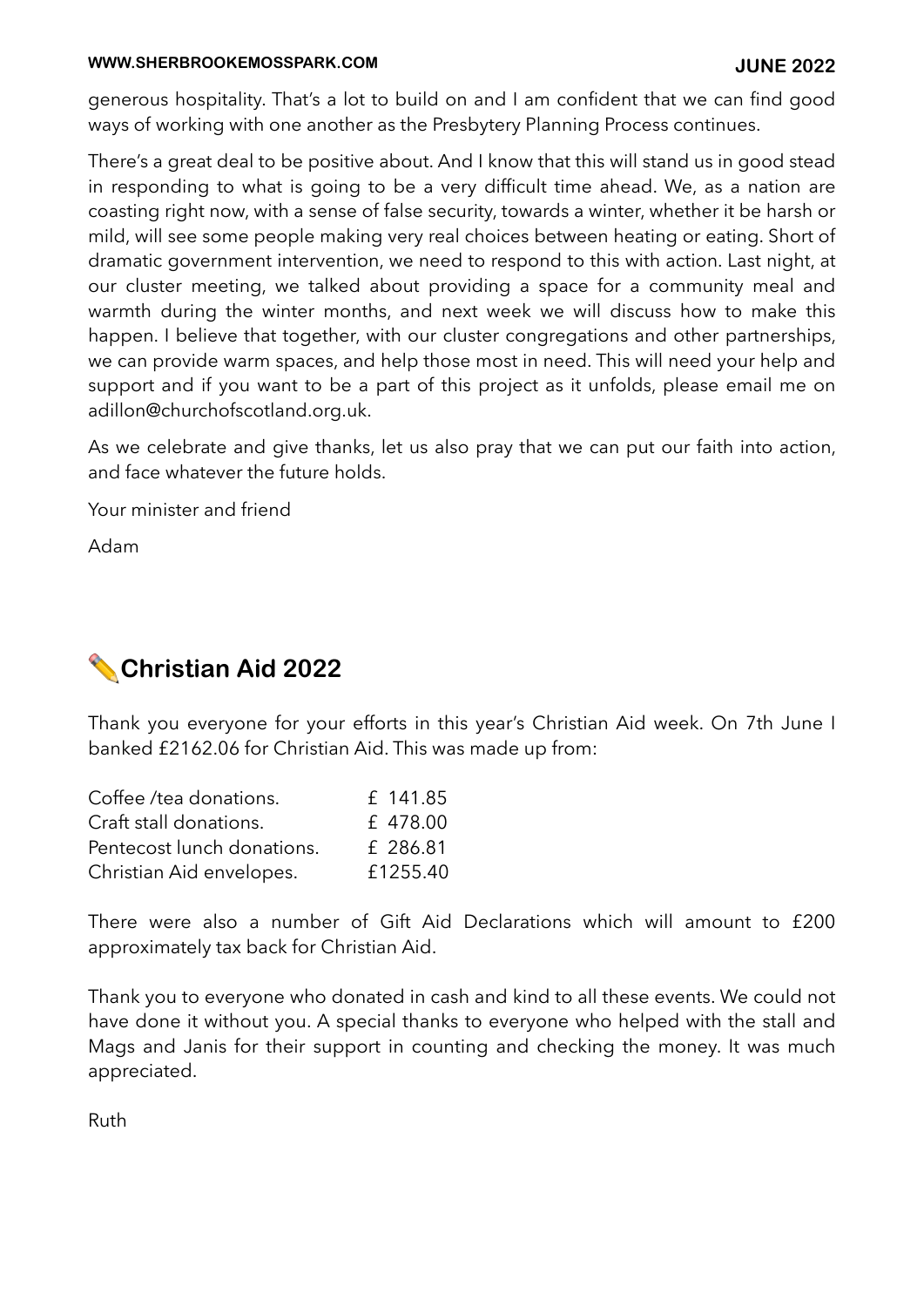generous hospitality. That's a lot to build on and I am confident that we can find good ways of working with one another as the Presbytery Planning Process continues.

There's a great deal to be positive about. And I know that this will stand us in good stead in responding to what is going to be a very difficult time ahead. We, as a nation are coasting right now, with a sense of false security, towards a winter, whether it be harsh or mild, will see some people making very real choices between heating or eating. Short of dramatic government intervention, we need to respond to this with action. Last night, at our cluster meeting, we talked about providing a space for a community meal and warmth during the winter months, and next week we will discuss how to make this happen. I believe that together, with our cluster congregations and other partnerships, we can provide warm spaces, and help those most in need. This will need your help and support and if you want to be a part of this project as it unfolds, please email me on adillon@churchofscotland.org.uk.

As we celebrate and give thanks, let us also pray that we can put our faith into action, and face whatever the future holds.

Your minister and friend

Adam

## ✏️Christian Aid 2022

Thank you everyone for your efforts in this year's Christian Aid week. On 7th June I banked £2162.06 for Christian Aid. This was made up from:

| | |
|---|---|
| Coffee /tea donations. | £ 141.85 |
| Craft stall donations. | £ 478.00 |
| Pentecost lunch donations. | £ 286.81 |
| Christian Aid envelopes. | £1255.40 |

There were also a number of Gift Aid Declarations which will amount to £200 approximately tax back for Christian Aid.

Thank you to everyone who donated in cash and kind to all these events. We could not have done it without you. A special thanks to everyone who helped with the stall and Mags and Janis for their support in counting and checking the money. It was much appreciated.

Ruth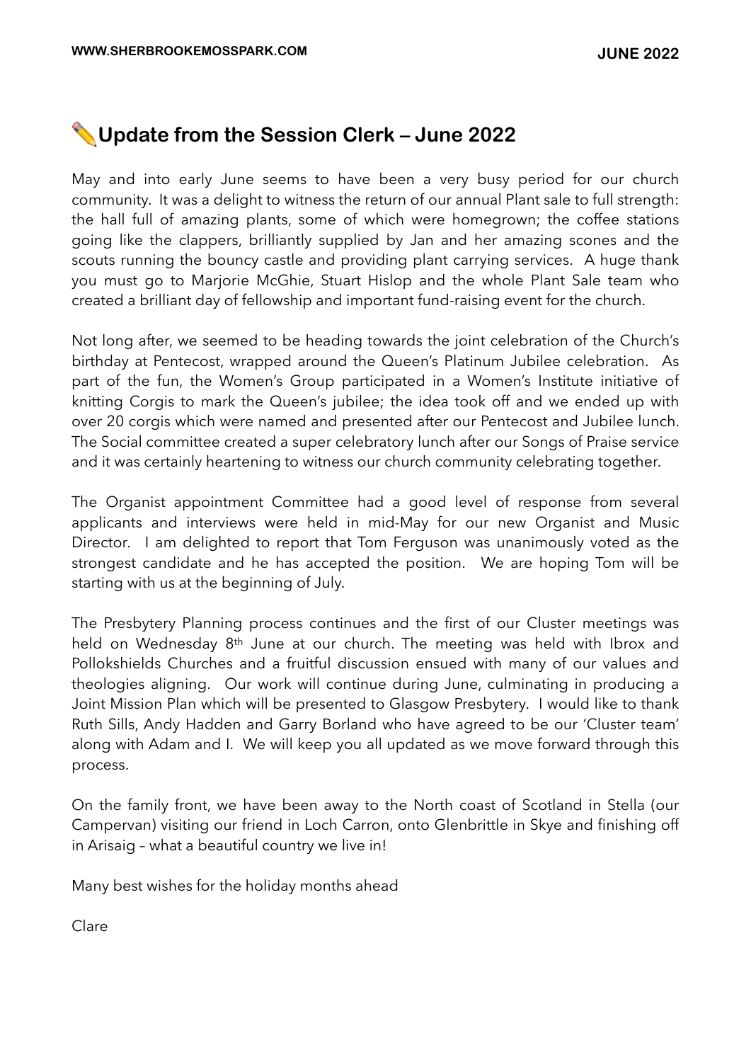## ✏️Update from the Session Clerk – June 2022

May and into early June seems to have been a very busy period for our church community. It was a delight to witness the return of our annual Plant sale to full strength: the hall full of amazing plants, some of which were homegrown; the coffee stations going like the clappers, brilliantly supplied by Jan and her amazing scones and the scouts running the bouncy castle and providing plant carrying services. A huge thank you must go to Marjorie McGhie, Stuart Hislop and the whole Plant Sale team who created a brilliant day of fellowship and important fund-raising event for the church.

Not long after, we seemed to be heading towards the joint celebration of the Church's birthday at Pentecost, wrapped around the Queen's Platinum Jubilee celebration. As part of the fun, the Women's Group participated in a Women's Institute initiative of knitting Corgis to mark the Queen's jubilee; the idea took off and we ended up with over 20 corgis which were named and presented after our Pentecost and Jubilee lunch. The Social committee created a super celebratory lunch after our Songs of Praise service and it was certainly heartening to witness our church community celebrating together.

The Organist appointment Committee had a good level of response from several applicants and interviews were held in mid-May for our new Organist and Music Director. I am delighted to report that Tom Ferguson was unanimously voted as the strongest candidate and he has accepted the position. We are hoping Tom will be starting with us at the beginning of July.

The Presbytery Planning process continues and the first of our Cluster meetings was held on Wednesday 8th June at our church. The meeting was held with Ibrox and Pollokshields Churches and a fruitful discussion ensued with many of our values and theologies aligning. Our work will continue during June, culminating in producing a Joint Mission Plan which will be presented to Glasgow Presbytery. I would like to thank Ruth Sills, Andy Hadden and Garry Borland who have agreed to be our 'Cluster team' along with Adam and I. We will keep you all updated as we move forward through this process.

On the family front, we have been away to the North coast of Scotland in Stella (our Campervan) visiting our friend in Loch Carron, onto Glenbrittle in Skye and finishing off in Arisaig – what a beautiful country we live in!

Many best wishes for the holiday months ahead

Clare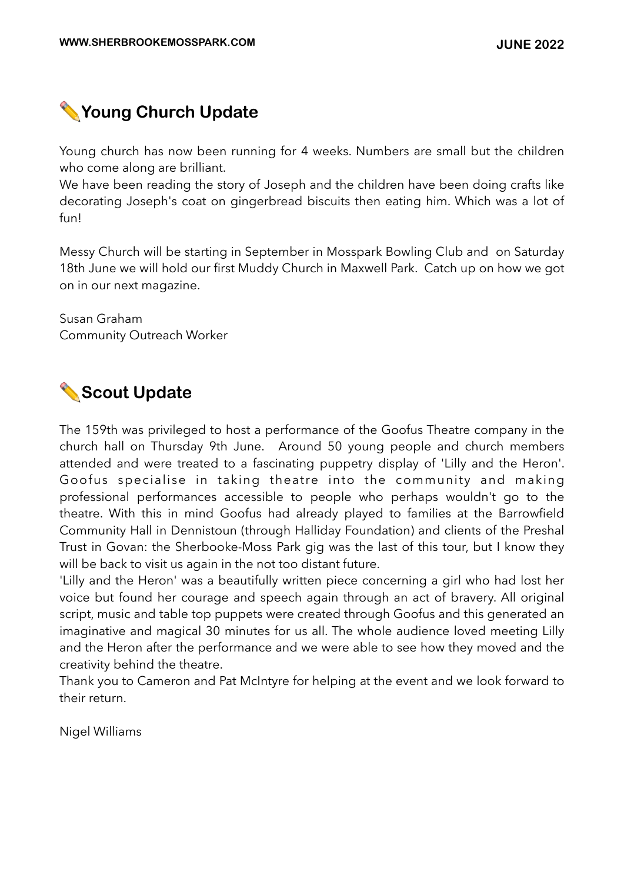## ✏️Young Church Update

Young church has now been running for 4 weeks. Numbers are small but the children who come along are brilliant.
We have been reading the story of Joseph and the children have been doing crafts like decorating Joseph's coat on gingerbread biscuits then eating him. Which was a lot of fun!

Messy Church will be starting in September in Mosspark Bowling Club and on Saturday 18th June we will hold our first Muddy Church in Maxwell Park. Catch up on how we got on in our next magazine.

Susan Graham
Community Outreach Worker

## ✏️Scout Update

The 159th was privileged to host a performance of the Goofus Theatre company in the church hall on Thursday 9th June. Around 50 young people and church members attended and were treated to a fascinating puppetry display of 'Lilly and the Heron'. Goofus specialise in taking theatre into the community and making professional performances accessible to people who perhaps wouldn't go to the theatre. With this in mind Goofus had already played to families at the Barrowfield Community Hall in Dennistoun (through Halliday Foundation) and clients of the Preshal Trust in Govan: the Sherbooke-Moss Park gig was the last of this tour, but I know they will be back to visit us again in the not too distant future.
'Lilly and the Heron' was a beautifully written piece concerning a girl who had lost her voice but found her courage and speech again through an act of bravery. All original script, music and table top puppets were created through Goofus and this generated an imaginative and magical 30 minutes for us all. The whole audience loved meeting Lilly and the Heron after the performance and we were able to see how they moved and the creativity behind the theatre.
Thank you to Cameron and Pat McIntyre for helping at the event and we look forward to their return.

Nigel Williams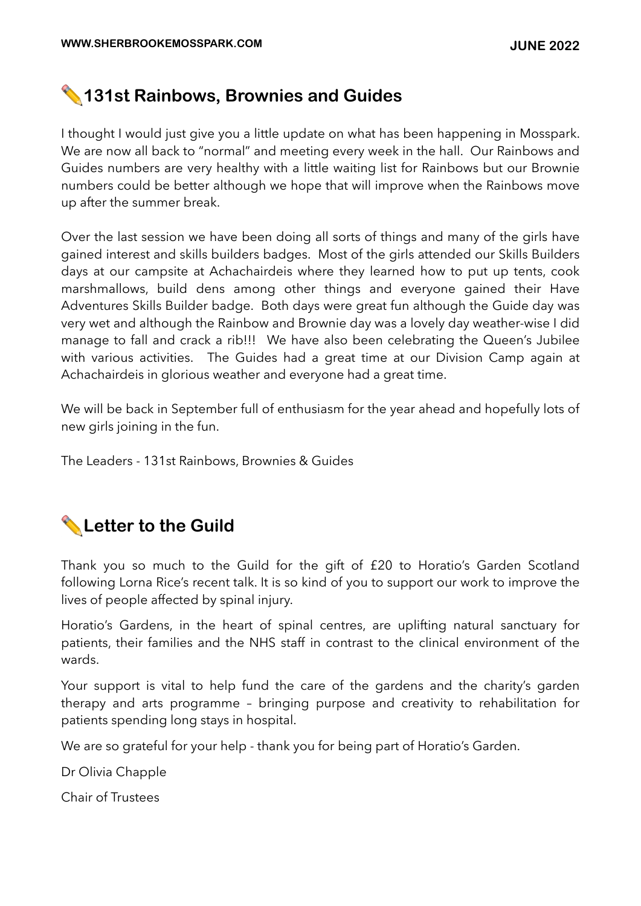## ✏️131st Rainbows, Brownies and Guides

I thought I would just give you a little update on what has been happening in Mosspark. We are now all back to "normal" and meeting every week in the hall. Our Rainbows and Guides numbers are very healthy with a little waiting list for Rainbows but our Brownie numbers could be better although we hope that will improve when the Rainbows move up after the summer break.

Over the last session we have been doing all sorts of things and many of the girls have gained interest and skills builders badges. Most of the girls attended our Skills Builders days at our campsite at Achachairdeis where they learned how to put up tents, cook marshmallows, build dens among other things and everyone gained their Have Adventures Skills Builder badge. Both days were great fun although the Guide day was very wet and although the Rainbow and Brownie day was a lovely day weather-wise I did manage to fall and crack a rib!!! We have also been celebrating the Queen's Jubilee with various activities. The Guides had a great time at our Division Camp again at Achachairdeis in glorious weather and everyone had a great time.

We will be back in September full of enthusiasm for the year ahead and hopefully lots of new girls joining in the fun.

The Leaders - 131st Rainbows, Brownies & Guides

## ✏️Letter to the Guild

Thank you so much to the Guild for the gift of £20 to Horatio's Garden Scotland following Lorna Rice's recent talk. It is so kind of you to support our work to improve the lives of people affected by spinal injury.

Horatio's Gardens, in the heart of spinal centres, are uplifting natural sanctuary for patients, their families and the NHS staff in contrast to the clinical environment of the wards.

Your support is vital to help fund the care of the gardens and the charity's garden therapy and arts programme – bringing purpose and creativity to rehabilitation for patients spending long stays in hospital.

We are so grateful for your help - thank you for being part of Horatio's Garden.

Dr Olivia Chapple

Chair of Trustees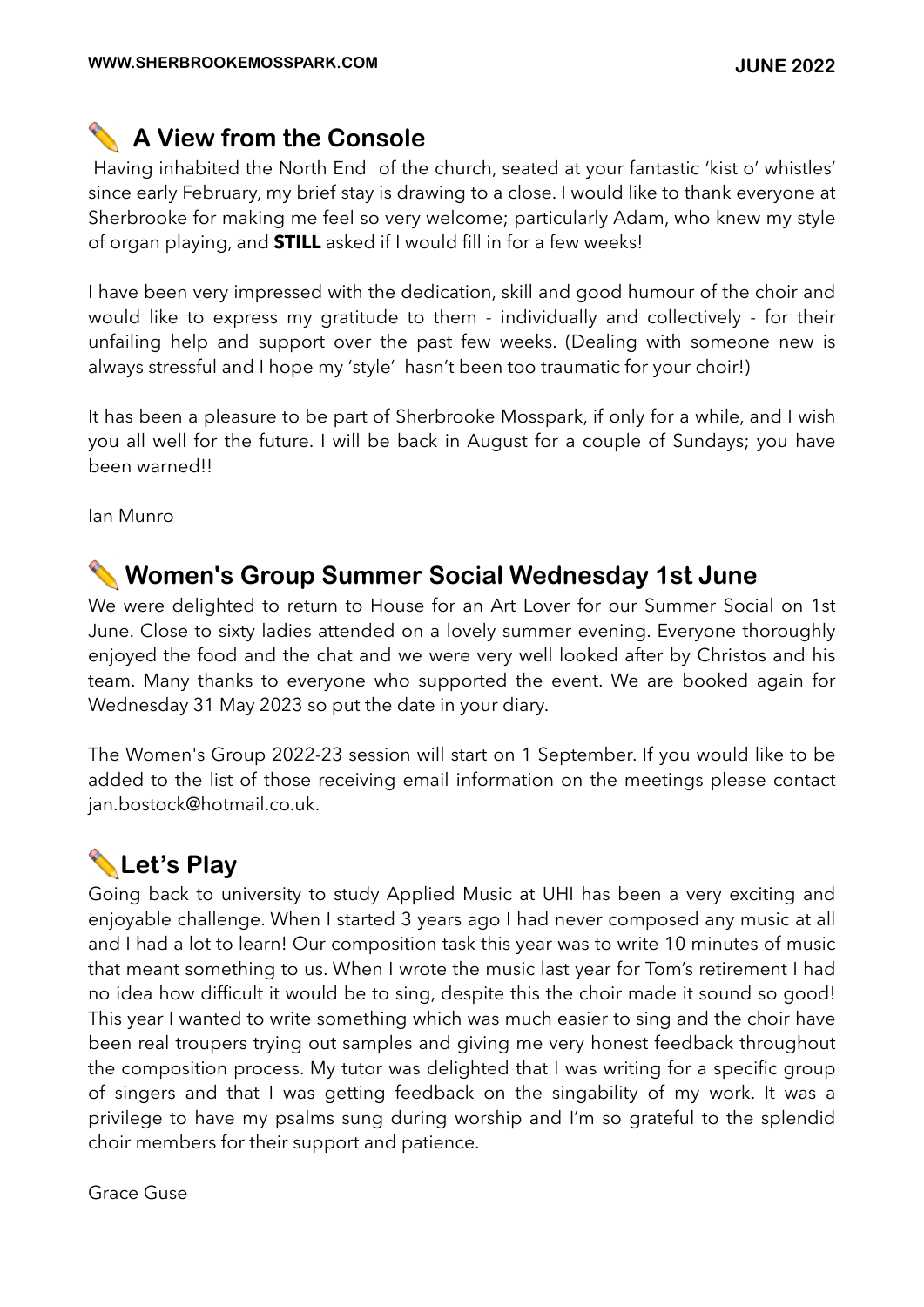## ✏️ A View from the Console

Having inhabited the North End of the church, seated at your fantastic 'kist o' whistles' since early February, my brief stay is drawing to a close. I would like to thank everyone at Sherbrooke for making me feel so very welcome; particularly Adam, who knew my style of organ playing, and **STILL** asked if I would fill in for a few weeks!

I have been very impressed with the dedication, skill and good humour of the choir and would like to express my gratitude to them - individually and collectively - for their unfailing help and support over the past few weeks. (Dealing with someone new is always stressful and I hope my 'style' hasn't been too traumatic for your choir!)

It has been a pleasure to be part of Sherbrooke Mosspark, if only for a while, and I wish you all well for the future. I will be back in August for a couple of Sundays; you have been warned!!

Ian Munro

## ✏️ Women's Group Summer Social Wednesday 1st June

We were delighted to return to House for an Art Lover for our Summer Social on 1st June. Close to sixty ladies attended on a lovely summer evening. Everyone thoroughly enjoyed the food and the chat and we were very well looked after by Christos and his team. Many thanks to everyone who supported the event. We are booked again for Wednesday 31 May 2023 so put the date in your diary.

The Women's Group 2022-23 session will start on 1 September. If you would like to be added to the list of those receiving email information on the meetings please contact jan.bostock@hotmail.co.uk.

## ✏️Let's Play

Going back to university to study Applied Music at UHI has been a very exciting and enjoyable challenge. When I started 3 years ago I had never composed any music at all and I had a lot to learn! Our composition task this year was to write 10 minutes of music that meant something to us. When I wrote the music last year for Tom's retirement I had no idea how difficult it would be to sing, despite this the choir made it sound so good! This year I wanted to write something which was much easier to sing and the choir have been real troupers trying out samples and giving me very honest feedback throughout the composition process. My tutor was delighted that I was writing for a specific group of singers and that I was getting feedback on the singability of my work. It was a privilege to have my psalms sung during worship and I'm so grateful to the splendid choir members for their support and patience.

Grace Guse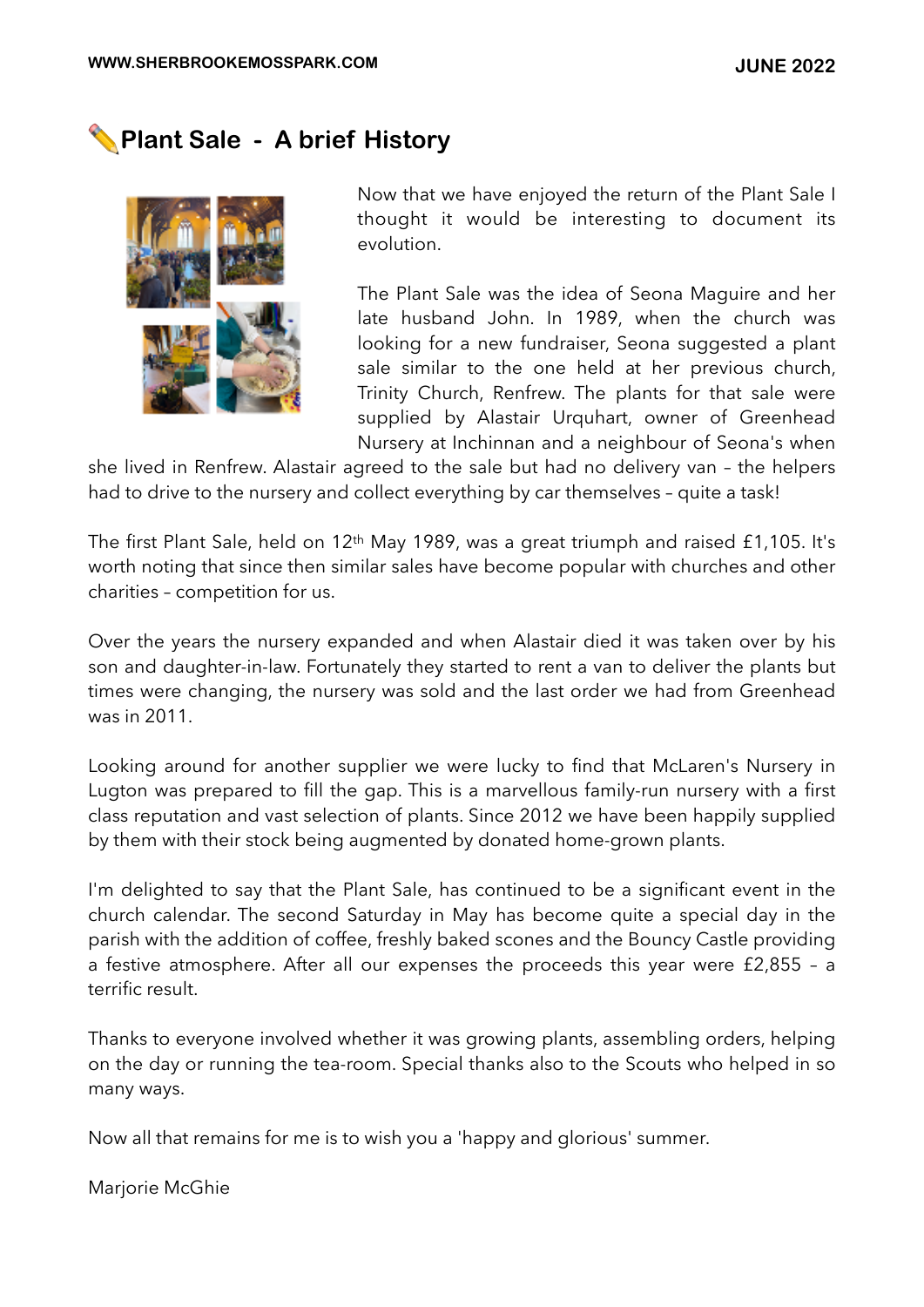# ✏️Plant Sale - A brief History

Now that we have enjoyed the return of the Plant Sale I thought it would be interesting to document its evolution.

The Plant Sale was the idea of Seona Maguire and her late husband John. In 1989, when the church was looking for a new fundraiser, Seona suggested a plant sale similar to the one held at her previous church, Trinity Church, Renfrew. The plants for that sale were supplied by Alastair Urquhart, owner of Greenhead Nursery at Inchinnan and a neighbour of Seona's when she lived in Renfrew. Alastair agreed to the sale but had no delivery van – the helpers had to drive to the nursery and collect everything by car themselves – quite a task!

The first Plant Sale, held on 12th May 1989, was a great triumph and raised £1,105. It's worth noting that since then similar sales have become popular with churches and other charities – competition for us.

Over the years the nursery expanded and when Alastair died it was taken over by his son and daughter-in-law. Fortunately they started to rent a van to deliver the plants but times were changing, the nursery was sold and the last order we had from Greenhead was in 2011.

Looking around for another supplier we were lucky to find that McLaren's Nursery in Lugton was prepared to fill the gap. This is a marvellous family-run nursery with a first class reputation and vast selection of plants. Since 2012 we have been happily supplied by them with their stock being augmented by donated home-grown plants.

I'm delighted to say that the Plant Sale, has continued to be a significant event in the church calendar. The second Saturday in May has become quite a special day in the parish with the addition of coffee, freshly baked scones and the Bouncy Castle providing a festive atmosphere. After all our expenses the proceeds this year were £2,855 – a terrific result.

Thanks to everyone involved whether it was growing plants, assembling orders, helping on the day or running the tea-room. Special thanks also to the Scouts who helped in so many ways.

Now all that remains for me is to wish you a 'happy and glorious' summer.

Marjorie McGhie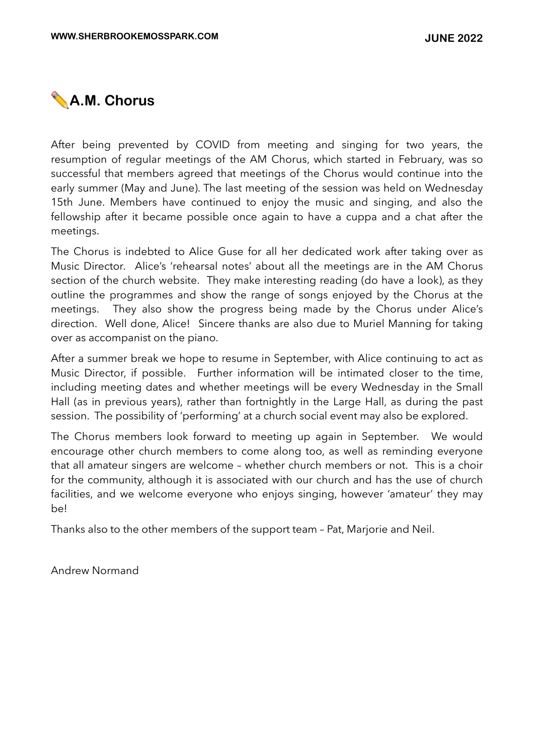# ✏️A.M. Chorus

After being prevented by COVID from meeting and singing for two years, the resumption of regular meetings of the AM Chorus, which started in February, was so successful that members agreed that meetings of the Chorus would continue into the early summer (May and June). The last meeting of the session was held on Wednesday 15th June. Members have continued to enjoy the music and singing, and also the fellowship after it became possible once again to have a cuppa and a chat after the meetings.

The Chorus is indebted to Alice Guse for all her dedicated work after taking over as Music Director. Alice's 'rehearsal notes' about all the meetings are in the AM Chorus section of the church website. They make interesting reading (do have a look), as they outline the programmes and show the range of songs enjoyed by the Chorus at the meetings. They also show the progress being made by the Chorus under Alice's direction. Well done, Alice! Sincere thanks are also due to Muriel Manning for taking over as accompanist on the piano.

After a summer break we hope to resume in September, with Alice continuing to act as Music Director, if possible. Further information will be intimated closer to the time, including meeting dates and whether meetings will be every Wednesday in the Small Hall (as in previous years), rather than fortnightly in the Large Hall, as during the past session. The possibility of 'performing' at a church social event may also be explored.

The Chorus members look forward to meeting up again in September. We would encourage other church members to come along too, as well as reminding everyone that all amateur singers are welcome – whether church members or not. This is a choir for the community, although it is associated with our church and has the use of church facilities, and we welcome everyone who enjoys singing, however 'amateur' they may be!

Thanks also to the other members of the support team – Pat, Marjorie and Neil.

Andrew Normand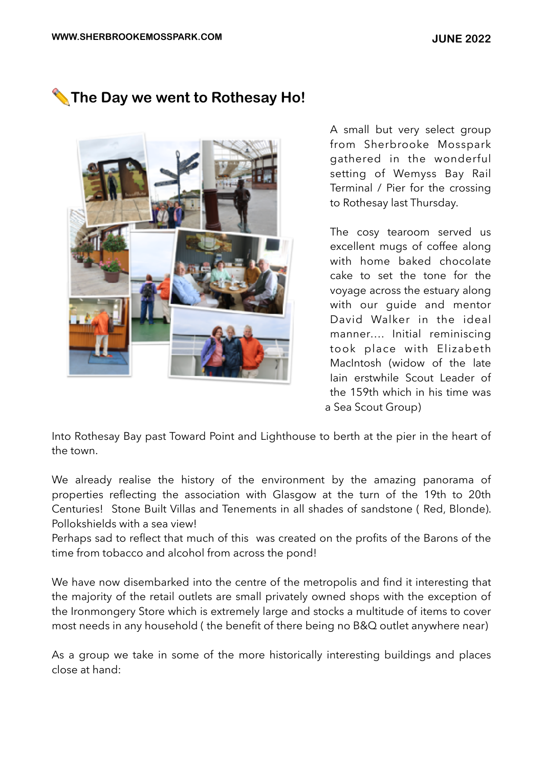## ✏️The Day we went to Rothesay Ho!

A small but very select group from Sherbrooke Mosspark gathered in the wonderful setting of Wemyss Bay Rail Terminal / Pier for the crossing to Rothesay last Thursday.

The cosy tearoom served us excellent mugs of coffee along with home baked chocolate cake to set the tone for the voyage across the estuary along with our guide and mentor David Walker in the ideal manner.... Initial reminiscing took place with Elizabeth MacIntosh (widow of the late Iain erstwhile Scout Leader of the 159th which in his time was a Sea Scout Group)

Into Rothesay Bay past Toward Point and Lighthouse to berth at the pier in the heart of the town.

We already realise the history of the environment by the amazing panorama of properties reflecting the association with Glasgow at the turn of the 19th to 20th Centuries! Stone Built Villas and Tenements in all shades of sandstone ( Red, Blonde). Pollokshields with a sea view!
Perhaps sad to reflect that much of this was created on the profits of the Barons of the time from tobacco and alcohol from across the pond!

We have now disembarked into the centre of the metropolis and find it interesting that the majority of the retail outlets are small privately owned shops with the exception of the Ironmongery Store which is extremely large and stocks a multitude of items to cover most needs in any household ( the benefit of there being no B&Q outlet anywhere near)

As a group we take in some of the more historically interesting buildings and places close at hand: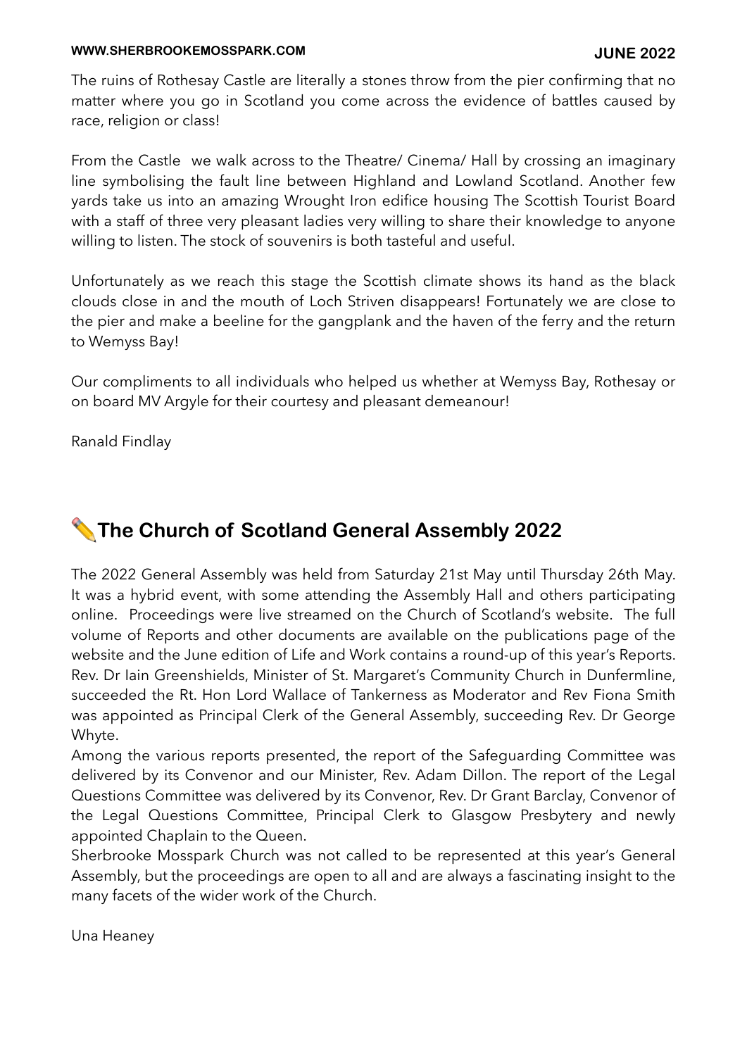The ruins of Rothesay Castle are literally a stones throw from the pier confirming that no matter where you go in Scotland you come across the evidence of battles caused by race, religion or class!

From the Castle we walk across to the Theatre/ Cinema/ Hall by crossing an imaginary line symbolising the fault line between Highland and Lowland Scotland. Another few yards take us into an amazing Wrought Iron edifice housing The Scottish Tourist Board with a staff of three very pleasant ladies very willing to share their knowledge to anyone willing to listen. The stock of souvenirs is both tasteful and useful.

Unfortunately as we reach this stage the Scottish climate shows its hand as the black clouds close in and the mouth of Loch Striven disappears! Fortunately we are close to the pier and make a beeline for the gangplank and the haven of the ferry and the return to Wemyss Bay!

Our compliments to all individuals who helped us whether at Wemyss Bay, Rothesay or on board MV Argyle for their courtesy and pleasant demeanour!

Ranald Findlay

## ✏️The Church of Scotland General Assembly 2022

The 2022 General Assembly was held from Saturday 21st May until Thursday 26th May. It was a hybrid event, with some attending the Assembly Hall and others participating online. Proceedings were live streamed on the Church of Scotland's website. The full volume of Reports and other documents are available on the publications page of the website and the June edition of Life and Work contains a round-up of this year's Reports. Rev. Dr Iain Greenshields, Minister of St. Margaret's Community Church in Dunfermline, succeeded the Rt. Hon Lord Wallace of Tankerness as Moderator and Rev Fiona Smith was appointed as Principal Clerk of the General Assembly, succeeding Rev. Dr George Whyte.

Among the various reports presented, the report of the Safeguarding Committee was delivered by its Convenor and our Minister, Rev. Adam Dillon. The report of the Legal Questions Committee was delivered by its Convenor, Rev. Dr Grant Barclay, Convenor of the Legal Questions Committee, Principal Clerk to Glasgow Presbytery and newly appointed Chaplain to the Queen.

Sherbrooke Mosspark Church was not called to be represented at this year's General Assembly, but the proceedings are open to all and are always a fascinating insight to the many facets of the wider work of the Church.

Una Heaney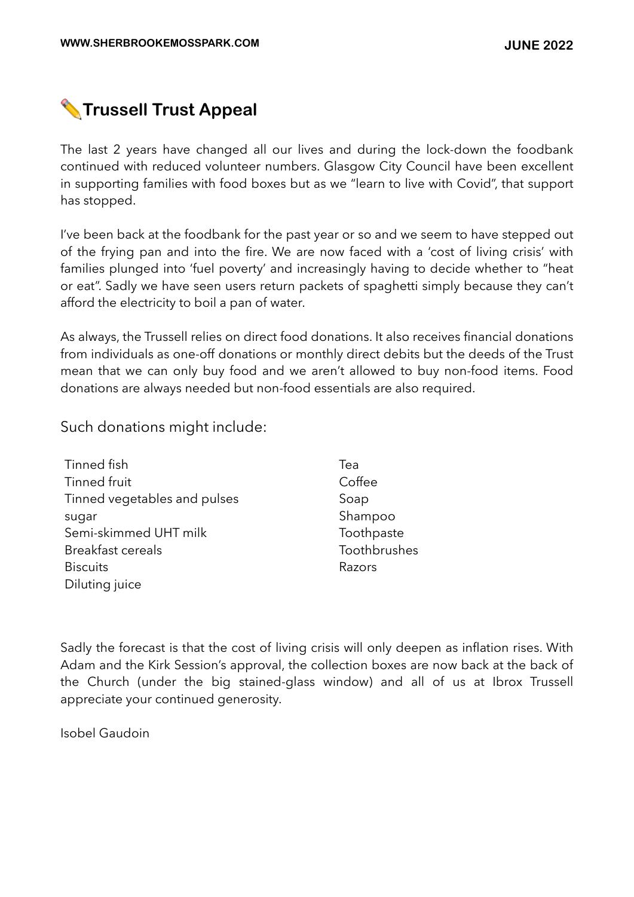## ✏️Trussell Trust Appeal

The last 2 years have changed all our lives and during the lock-down the foodbank continued with reduced volunteer numbers. Glasgow City Council have been excellent in supporting families with food boxes but as we "learn to live with Covid", that support has stopped.

I've been back at the foodbank for the past year or so and we seem to have stepped out of the frying pan and into the fire. We are now faced with a 'cost of living crisis' with families plunged into 'fuel poverty' and increasingly having to decide whether to "heat or eat". Sadly we have seen users return packets of spaghetti simply because they can't afford the electricity to boil a pan of water.

As always, the Trussell relies on direct food donations. It also receives financial donations from individuals as one-off donations or monthly direct debits but the deeds of the Trust mean that we can only buy food and we aren't allowed to buy non-food items. Food donations are always needed but non-food essentials are also required.

Such donations might include:

- Tinned fish
- Tinned fruit
- Tinned vegetables and pulses
- sugar
- Semi-skimmed UHT milk
- Breakfast cereals
- Biscuits
- Diluting juice
- Tea
- Coffee
- Soap
- Shampoo
- Toothpaste
- Toothbrushes
- Razors

Sadly the forecast is that the cost of living crisis will only deepen as inflation rises. With Adam and the Kirk Session's approval, the collection boxes are now back at the back of the Church (under the big stained-glass window) and all of us at Ibrox Trussell appreciate your continued generosity.

Isobel Gaudoin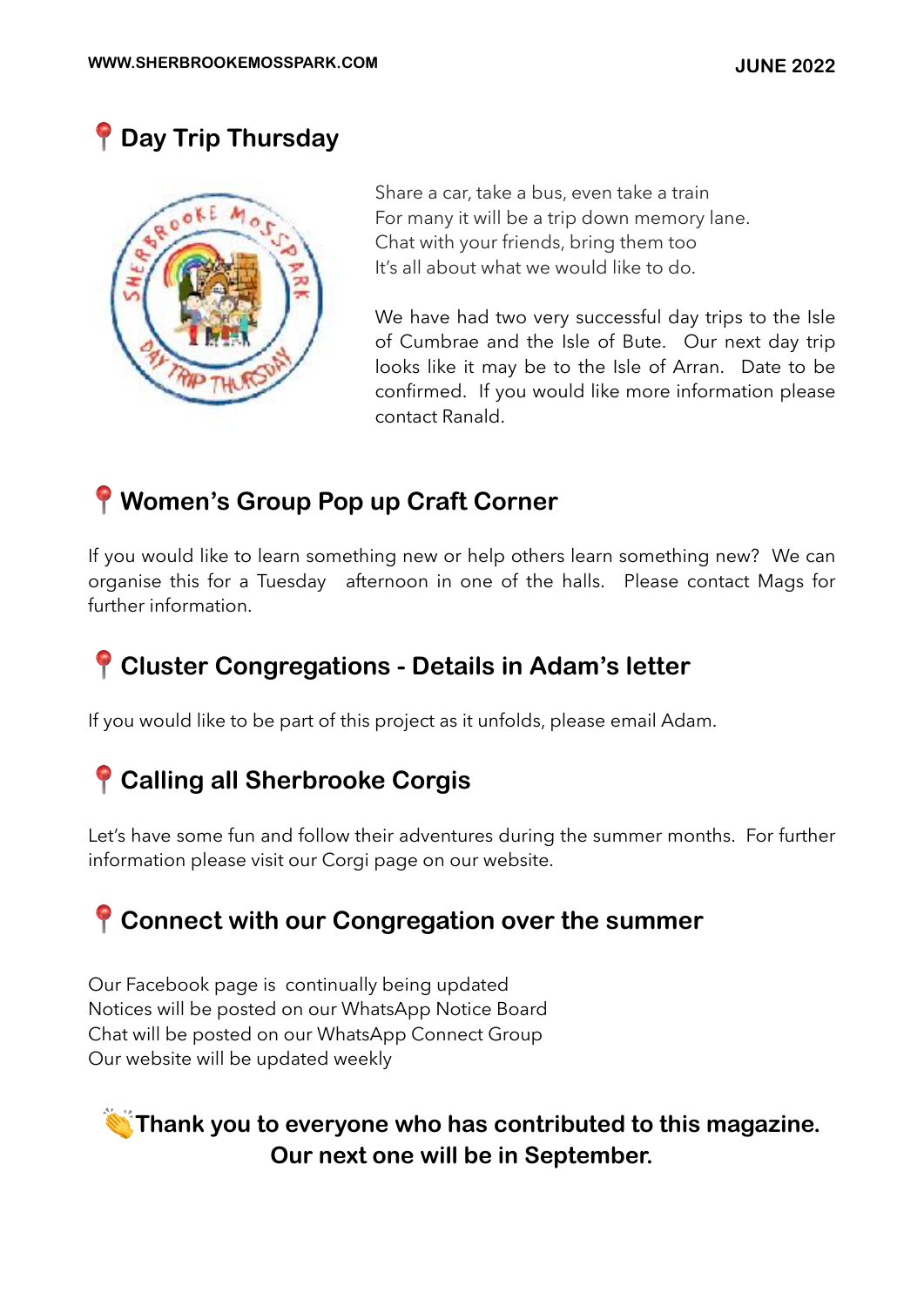## 📍 Day Trip Thursday

Share a car, take a bus, even take a train
For many it will be a trip down memory lane.
Chat with your friends, bring them too
It's all about what we would like to do.

We have had two very successful day trips to the Isle of Cumbrae and the Isle of Bute. Our next day trip looks like it may be to the Isle of Arran. Date to be confirmed. If you would like more information please contact Ranald.

## 📍 Women's Group Pop up Craft Corner

If you would like to learn something new or help others learn something new? We can organise this for a Tuesday afternoon in one of the halls. Please contact Mags for further information.

## 📍 Cluster Congregations - Details in Adam's letter

If you would like to be part of this project as it unfolds, please email Adam.

## 📍 Calling all Sherbrooke Corgis

Let's have some fun and follow their adventures during the summer months. For further information please visit our Corgi page on our website.

## 📍 Connect with our Congregation over the summer

Our Facebook page is continually being updated
Notices will be posted on our WhatsApp Notice Board
Chat will be posted on our WhatsApp Connect Group
Our website will be updated weekly

**👏Thank you to everyone who has contributed to this magazine. Our next one will be in September.**